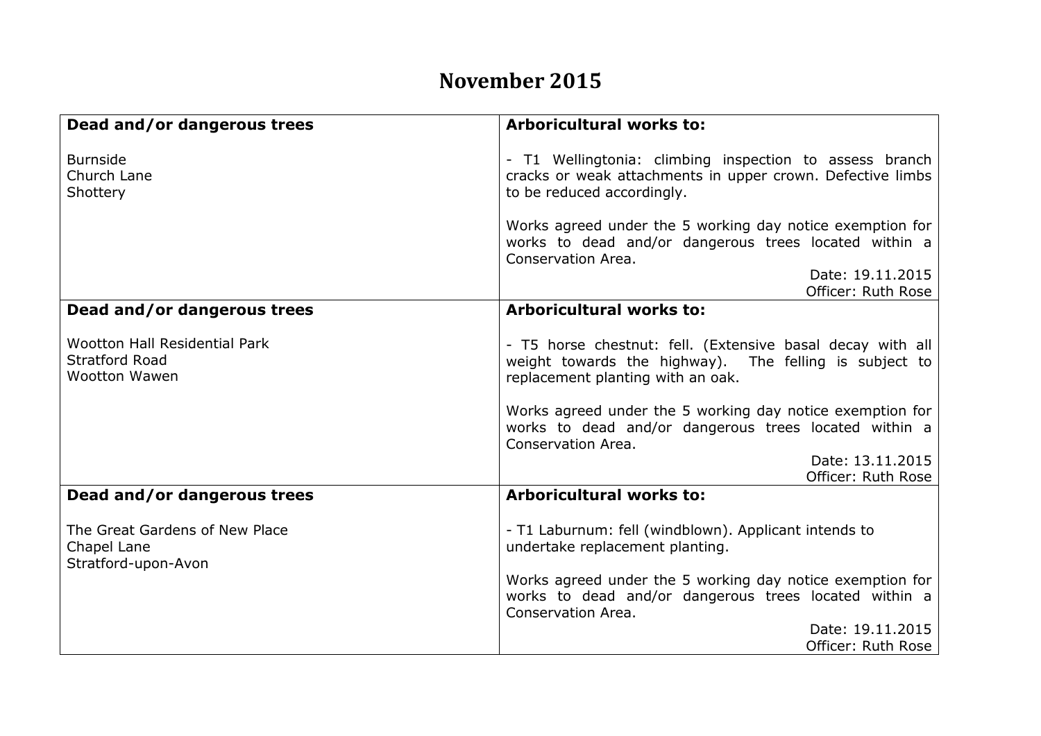# November 2015

| Dead and/or dangerous trees | Arboricultural works to: |
|---|---|
| Burnside<br>Church Lane<br>Shottery | - T1 Wellingtonia: climbing inspection to assess branch cracks or weak attachments in upper crown. Defective limbs to be reduced accordingly.<br><br>Works agreed under the 5 working day notice exemption for works to dead and/or dangerous trees located within a Conservation Area.<br><br>Date: 19.11.2015<br>Officer: Ruth Rose |
| **Dead and/or dangerous trees** | **Arboricultural works to:** |
| Wootton Hall Residential Park<br>Stratford Road<br>Wootton Wawen | - T5 horse chestnut: fell. (Extensive basal decay with all weight towards the highway). The felling is subject to replacement planting with an oak.<br><br>Works agreed under the 5 working day notice exemption for works to dead and/or dangerous trees located within a Conservation Area.<br><br>Date: 13.11.2015<br>Officer: Ruth Rose |
| **Dead and/or dangerous trees** | **Arboricultural works to:** |
| The Great Gardens of New Place<br>Chapel Lane<br>Stratford-upon-Avon | - T1 Laburnum: fell (windblown). Applicant intends to undertake replacement planting.<br><br>Works agreed under the 5 working day notice exemption for works to dead and/or dangerous trees located within a Conservation Area.<br><br>Date: 19.11.2015<br>Officer: Ruth Rose |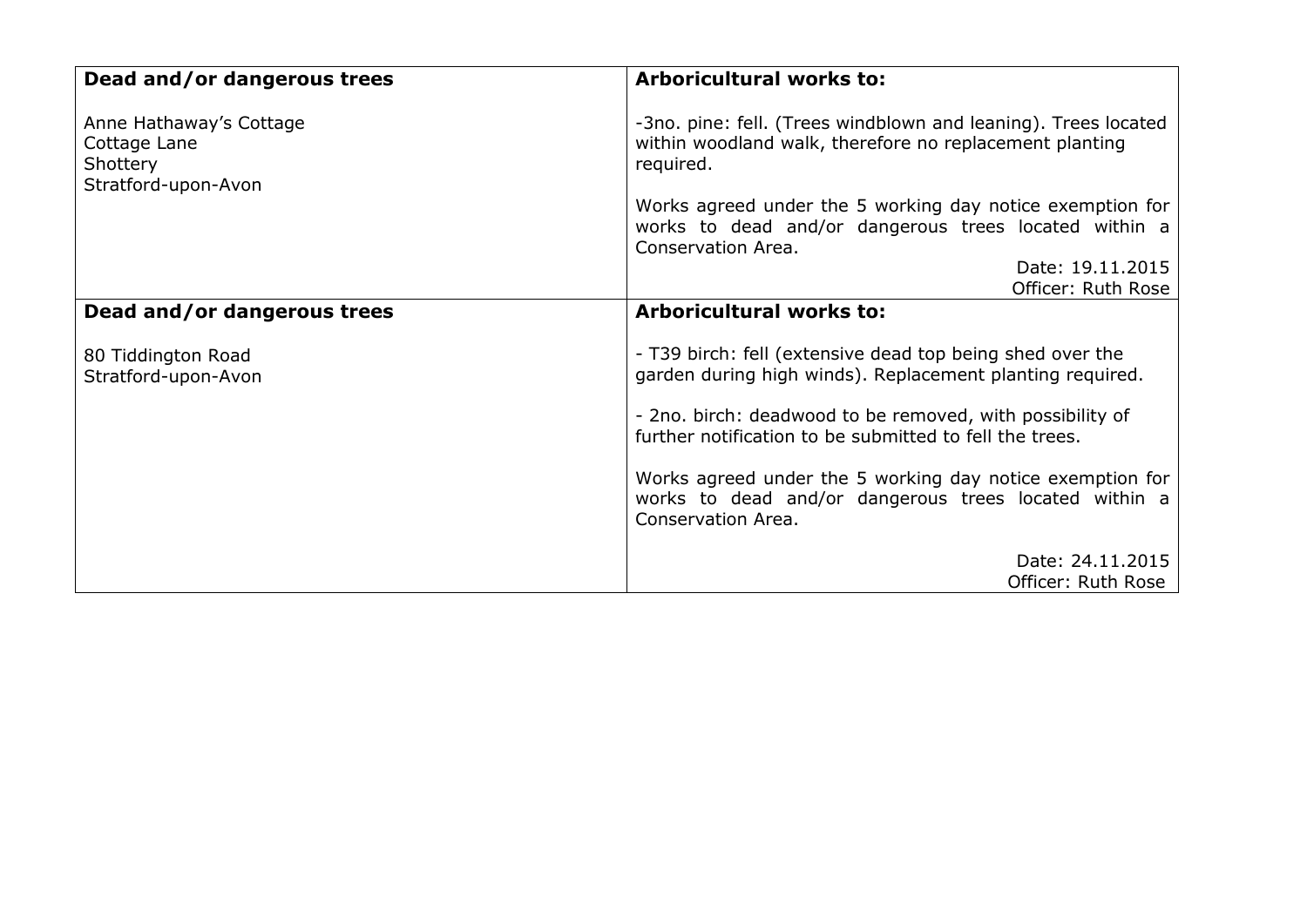| | |
|---|---|
| **Dead and/or dangerous trees**<br><br>Anne Hathaway's Cottage<br>Cottage Lane<br>Shottery<br>Stratford-upon-Avon | **Arboricultural works to:**<br><br>-3no. pine: fell. (Trees windblown and leaning). Trees located within woodland walk, therefore no replacement planting required.<br><br>Works agreed under the 5 working day notice exemption for works to dead and/or dangerous trees located within a Conservation Area.<br>Date: 19.11.2015<br>Officer: Ruth Rose |
| **Dead and/or dangerous trees**<br><br>80 Tiddington Road<br>Stratford-upon-Avon | **Arboricultural works to:**<br><br>- T39 birch: fell (extensive dead top being shed over the garden during high winds). Replacement planting required.<br><br>- 2no. birch: deadwood to be removed, with possibility of further notification to be submitted to fell the trees.<br><br>Works agreed under the 5 working day notice exemption for works to dead and/or dangerous trees located within a Conservation Area.<br><br>Date: 24.11.2015<br>Officer: Ruth Rose |